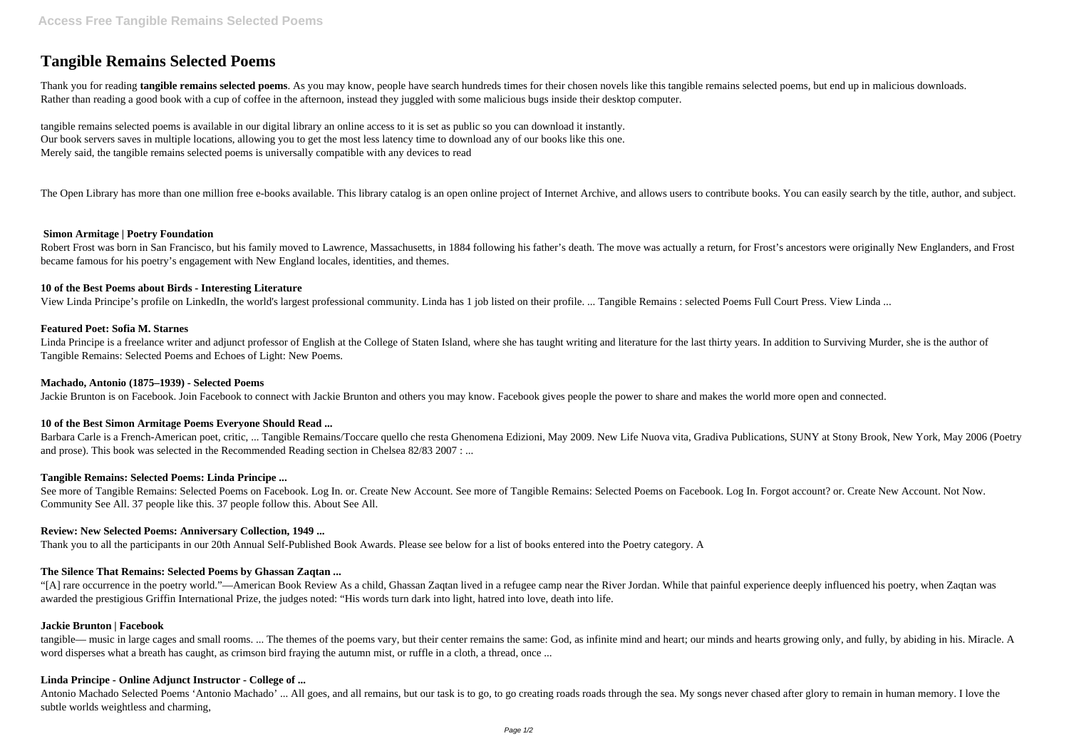# Tangible Remains Selected Poems

Thank you for reading **tangible remains selected poems**. As you may know, people have search hundreds times for their chosen novels like this tangible remains selected poems, but end up in malicious downloads. Rather than reading a good book with a cup of coffee in the afternoon, instead they juggled with some malicious bugs inside their desktop computer.

tangible remains selected poems is available in our digital library an online access to it is set as public so you can download it instantly.
Our book servers saves in multiple locations, allowing you to get the most less latency time to download any of our books like this one.
Merely said, the tangible remains selected poems is universally compatible with any devices to read

The Open Library has more than one million free e-books available. This library catalog is an open online project of Internet Archive, and allows users to contribute books. You can easily search by the title, author, and subject.

### Simon Armitage | Poetry Foundation

Robert Frost was born in San Francisco, but his family moved to Lawrence, Massachusetts, in 1884 following his father's death. The move was actually a return, for Frost's ancestors were originally New Englanders, and Frost became famous for his poetry's engagement with New England locales, identities, and themes.

### 10 of the Best Poems about Birds - Interesting Literature

View Linda Principe's profile on LinkedIn, the world's largest professional community. Linda has 1 job listed on their profile. ... Tangible Remains : selected Poems Full Court Press. View Linda ...

### Featured Poet: Sofia M. Starnes

Linda Principe is a freelance writer and adjunct professor of English at the College of Staten Island, where she has taught writing and literature for the last thirty years. In addition to Surviving Murder, she is the author of Tangible Remains: Selected Poems and Echoes of Light: New Poems.

### Machado, Antonio (1875–1939) - Selected Poems

Jackie Brunton is on Facebook. Join Facebook to connect with Jackie Brunton and others you may know. Facebook gives people the power to share and makes the world more open and connected.

### 10 of the Best Simon Armitage Poems Everyone Should Read ...

Barbara Carle is a French-American poet, critic, ... Tangible Remains/Toccare quello che resta Ghenomena Edizioni, May 2009. New Life Nuova vita, Gradiva Publications, SUNY at Stony Brook, New York, May 2006 (Poetry and prose). This book was selected in the Recommended Reading section in Chelsea 82/83 2007 : ...

### Tangible Remains: Selected Poems: Linda Principe ...

See more of Tangible Remains: Selected Poems on Facebook. Log In. or. Create New Account. See more of Tangible Remains: Selected Poems on Facebook. Log In. Forgot account? or. Create New Account. Not Now. Community See All. 37 people like this. 37 people follow this. About See All.

### Review: New Selected Poems: Anniversary Collection, 1949 ...

Thank you to all the participants in our 20th Annual Self-Published Book Awards. Please see below for a list of books entered into the Poetry category. A

### The Silence That Remains: Selected Poems by Ghassan Zaqtan ...

"[A] rare occurrence in the poetry world."—American Book Review As a child, Ghassan Zaqtan lived in a refugee camp near the River Jordan. While that painful experience deeply influenced his poetry, when Zaqtan was awarded the prestigious Griffin International Prize, the judges noted: "His words turn dark into light, hatred into love, death into life.

### Jackie Brunton | Facebook

tangible— music in large cages and small rooms. ... The themes of the poems vary, but their center remains the same: God, as infinite mind and heart; our minds and hearts growing only, and fully, by abiding in his. Miracle. A word disperses what a breath has caught, as crimson bird fraying the autumn mist, or ruffle in a cloth, a thread, once ...

### Linda Principe - Online Adjunct Instructor - College of ...

Antonio Machado Selected Poems 'Antonio Machado' ... All goes, and all remains, but our task is to go, to go creating roads roads through the sea. My songs never chased after glory to remain in human memory. I love the subtle worlds weightless and charming,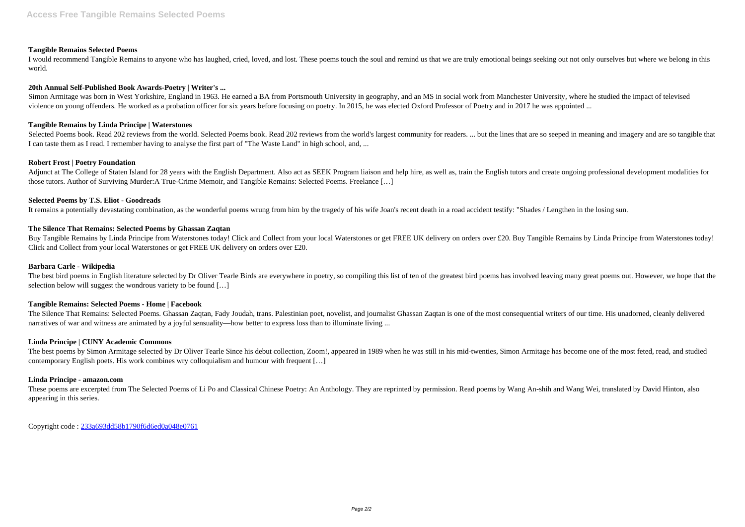### Tangible Remains Selected Poems

I would recommend Tangible Remains to anyone who has laughed, cried, loved, and lost. These poems touch the soul and remind us that we are truly emotional beings seeking out not only ourselves but where we belong in this world.

### 20th Annual Self-Published Book Awards-Poetry | Writer's ...

Simon Armitage was born in West Yorkshire, England in 1963. He earned a BA from Portsmouth University in geography, and an MS in social work from Manchester University, where he studied the impact of televised violence on young offenders. He worked as a probation officer for six years before focusing on poetry. In 2015, he was elected Oxford Professor of Poetry and in 2017 he was appointed ...

### Tangible Remains by Linda Principe | Waterstones

Selected Poems book. Read 202 reviews from the world. Selected Poems book. Read 202 reviews from the world's largest community for readers. ... but the lines that are so seeped in meaning and imagery and are so tangible that I can taste them as I read. I remember having to analyse the first part of "The Waste Land" in high school, and, ...

### Robert Frost | Poetry Foundation

Adjunct at The College of Staten Island for 28 years with the English Department. Also act as SEEK Program liaison and help hire, as well as, train the English tutors and create ongoing professional development modalities for those tutors. Author of Surviving Murder:A True-Crime Memoir, and Tangible Remains: Selected Poems. Freelance […]

### Selected Poems by T.S. Eliot - Goodreads

It remains a potentially devastating combination, as the wonderful poems wrung from him by the tragedy of his wife Joan's recent death in a road accident testify: "Shades / Lengthen in the losing sun.

### The Silence That Remains: Selected Poems by Ghassan Zaqtan

Buy Tangible Remains by Linda Principe from Waterstones today! Click and Collect from your local Waterstones or get FREE UK delivery on orders over £20. Buy Tangible Remains by Linda Principe from Waterstones today! Click and Collect from your local Waterstones or get FREE UK delivery on orders over £20.

### Barbara Carle - Wikipedia

The best bird poems in English literature selected by Dr Oliver Tearle Birds are everywhere in poetry, so compiling this list of ten of the greatest bird poems has involved leaving many great poems out. However, we hope that the selection below will suggest the wondrous variety to be found […]

### Tangible Remains: Selected Poems - Home | Facebook

The Silence That Remains: Selected Poems. Ghassan Zaqtan, Fady Joudah, trans. Palestinian poet, novelist, and journalist Ghassan Zaqtan is one of the most consequential writers of our time. His unadorned, cleanly delivered narratives of war and witness are animated by a joyful sensuality—how better to express loss than to illuminate living ...

### Linda Principe | CUNY Academic Commons

The best poems by Simon Armitage selected by Dr Oliver Tearle Since his debut collection, Zoom!, appeared in 1989 when he was still in his mid-twenties, Simon Armitage has become one of the most feted, read, and studied contemporary English poets. His work combines wry colloquialism and humour with frequent […]

### Linda Principe - amazon.com

These poems are excerpted from The Selected Poems of Li Po and Classical Chinese Poetry: An Anthology. They are reprinted by permission. Read poems by Wang An-shih and Wang Wei, translated by David Hinton, also appearing in this series.

Copyright code : 233a693dd58b1790f6d6ed0a048e0761